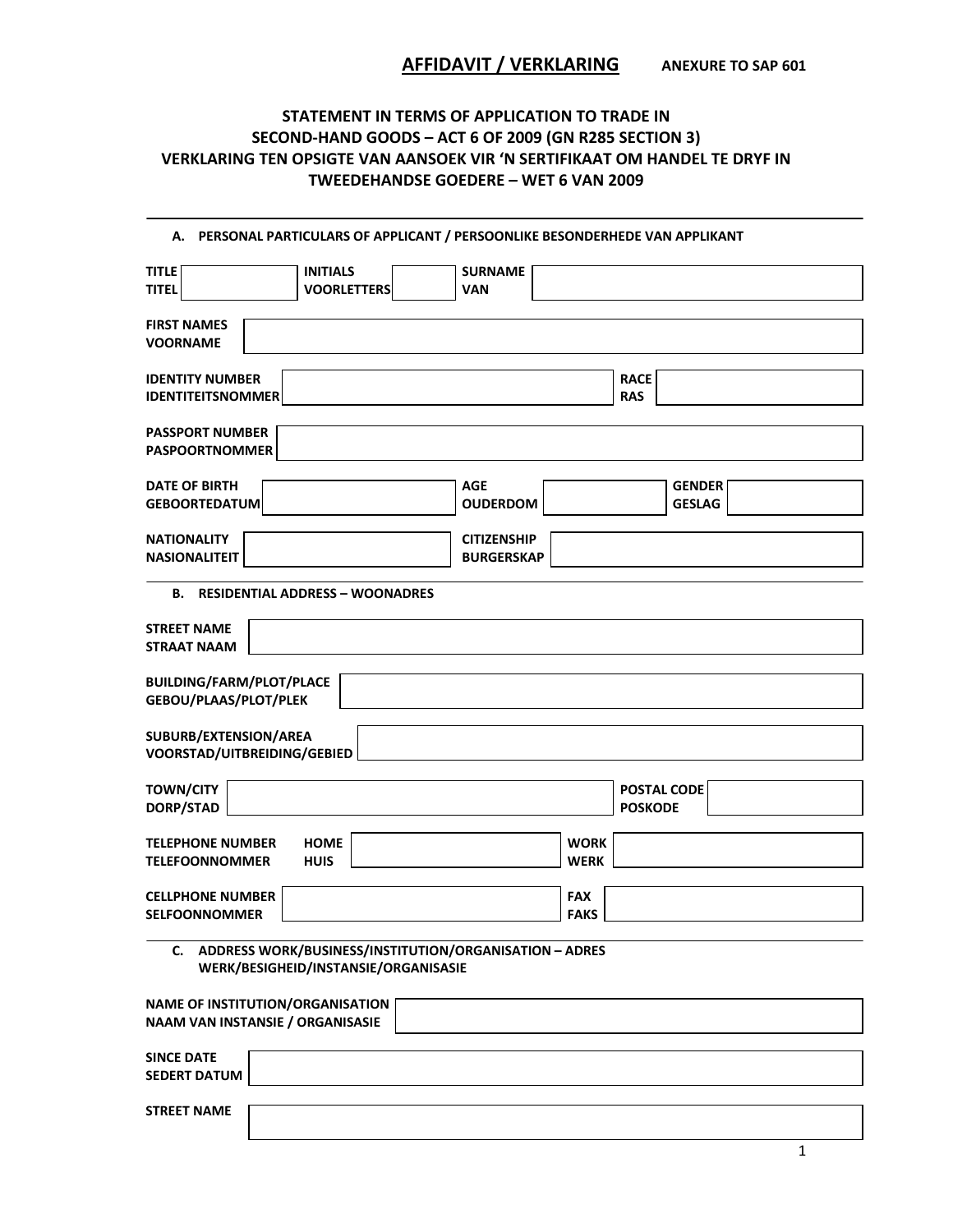# AFFIDAVIT / VERKLARING

**ANEXURE TO SAP 601**

## STATEMENT IN TERMS OF APPLICATION TO TRADE IN SECOND-HAND GOODS – ACT 6 OF 2009 (GN R285 SECTION 3)
## VERKLARING TEN OPSIGTE VAN AANSOEK VIR 'N SERTIFIKAAT OM HANDEL TE DRYF IN TWEEDEHANDSE GOEDERE – WET 6 VAN 2009

---

### A. PERSONAL PARTICULARS OF APPLICANT / PERSOONLIKE BESONDERHEDE VAN APPLIKANT

| TITLE / TITEL | | INITIALS / VOORLETTERS | | SURNAME / VAN | |
|---|---|---|---|---|---|

| FIRST NAMES / VOORNAME | |
|---|---|

| IDENTITY NUMBER / IDENTITEITSNOMMER | | RACE / RAS | |
|---|---|---|---|

| PASSPORT NUMBER / PASPOORTNOMMER | |
|---|---|

| DATE OF BIRTH / GEBOORTEDATUM | | AGE / OUDERDOM | | GENDER / GESLAG | |
|---|---|---|---|---|---|

| NATIONALITY / NASIONALITEIT | | CITIZENSHIP / BURGERSKAP | |
|---|---|---|---|

### B. RESIDENTIAL ADDRESS – WOONADRES

| STREET NAME / STRAAT NAAM | |
|---|---|

| BUILDING/FARM/PLOT/PLACE / GEBOU/PLAAS/PLOT/PLEK | |
|---|---|

| SUBURB/EXTENSION/AREA / VOORSTAD/UITBREIDING/GEBIED | |
|---|---|

| TOWN/CITY / DORP/STAD | | POSTAL CODE / POSKODE | |
|---|---|---|---|

| TELEPHONE NUMBER / TELEFOONNOMMER | HOME / HUIS | | WORK / WERK | |
|---|---|---|---|---|

| CELLPHONE NUMBER / SELFOONNOMMER | | FAX / FAKS | |
|---|---|---|---|

### C. ADDRESS WORK/BUSINESS/INSTITUTION/ORGANISATION – ADRES WERK/BESIGHEID/INSTANSIE/ORGANISASIE

| NAME OF INSTITUTION/ORGANISATION / NAAM VAN INSTANSIE / ORGANISASIE | |
|---|---|

| SINCE DATE / SEDERT DATUM | |
|---|---|

| STREET NAME | |
|---|---|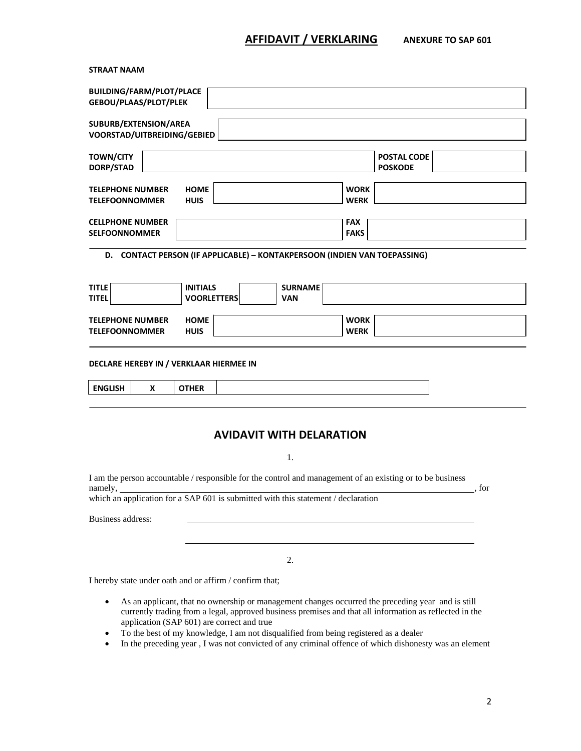## AFFIDAVIT / VERKLARING

**ANEXURE TO SAP 601**

**STRAAT NAAM**

| | | | |
|---|---|---|---|
| **BUILDING/FARM/PLOT/PLACE GEBOU/PLAAS/PLOT/PLEK** | | | |
| **SUBURB/EXTENSION/AREA VOORSTAD/UITBREIDING/GEBIED** | | | |
| **TOWN/CITY DORP/STAD** | | **POSTAL CODE POSKODE** | |
| **TELEPHONE NUMBER TELEFOONNOMMER — HOME HUIS** | | **WORK WERK** | |
| **CELLPHONE NUMBER SELFOONNOMMER** | | **FAX FAKS** | |

**D. CONTACT PERSON (IF APPLICABLE) – KONTAKPERSOON (INDIEN VAN TOEPASSING)**

| | | | | | |
|---|---|---|---|---|---|
| **TITLE TITEL** | | **INITIALS VOORLETTERS** | | **SURNAME VAN** | |
| **TELEPHONE NUMBER TELEFOONNOMMER — HOME HUIS** | | **WORK WERK** | | | |

**DECLARE HEREBY IN / VERKLAAR HIERMEE IN**

| **ENGLISH** | **X** | **OTHER** | |
|---|---|---|---|

## AVIDAVIT WITH DELARATION

1.

I am the person accountable / responsible for the control and management of an existing or to be business namely, \_\_\_\_\_\_\_\_\_\_\_\_\_\_\_\_\_\_\_\_\_\_\_\_\_\_\_\_\_\_\_\_\_\_\_\_\_\_\_\_, for which an application for a SAP 601 is submitted with this statement / declaration

Business address: \_\_\_\_\_\_\_\_\_\_\_\_\_\_\_\_\_\_\_\_\_\_\_\_\_\_\_\_\_\_\_\_\_\_\_\_\_\_\_\_

\_\_\_\_\_\_\_\_\_\_\_\_\_\_\_\_\_\_\_\_\_\_\_\_\_\_\_\_\_\_\_\_\_\_\_\_\_\_\_\_

2.

I hereby state under oath and or affirm / confirm that;

- As an applicant, that no ownership or management changes occurred the preceding year and is still currently trading from a legal, approved business premises and that all information as reflected in the application (SAP 601) are correct and true
- To the best of my knowledge, I am not disqualified from being registered as a dealer
- In the preceding year , I was not convicted of any criminal offence of which dishonesty was an element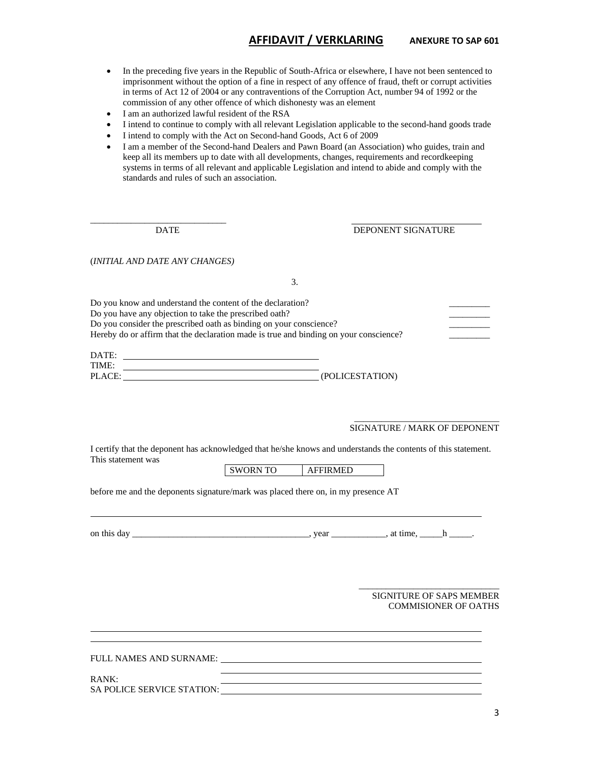## AFFIDAVIT / VERKLARING **ANEXURE TO SAP 601**

- In the preceding five years in the Republic of South-Africa or elsewhere, I have not been sentenced to imprisonment without the option of a fine in respect of any offence of fraud, theft or corrupt activities in terms of Act 12 of 2004 or any contraventions of the Corruption Act, number 94 of 1992 or the commission of any other offence of which dishonesty was an element
- I am an authorized lawful resident of the RSA
- I intend to continue to comply with all relevant Legislation applicable to the second-hand goods trade
- I intend to comply with the Act on Second-hand Goods, Act 6 of 2009
- I am a member of the Second-hand Dealers and Pawn Board (an Association) who guides, train and keep all its members up to date with all developments, changes, requirements and recordkeeping systems in terms of all relevant and applicable Legislation and intend to abide and comply with the standards and rules of such an association.

______________________________ DATE

______________________________ DEPONENT SIGNATURE

(*INITIAL AND DATE ANY CHANGES)*

3.

Do you know and understand the content of the declaration? _________
Do you have any objection to take the prescribed oath? _________
Do you consider the prescribed oath as binding on your conscience? _________
Hereby do or affirm that the declaration made is true and binding on your conscience? _________

DATE: ____________________________________________
TIME: ____________________________________________
PLACE: ____________________________________________ (POLICESTATION)

________________________________
SIGNATURE / MARK OF DEPONENT

I certify that the deponent has acknowledged that he/she knows and understands the contents of this statement. This statement was

| SWORN TO | AFFIRMED |
|---|---|

before me and the deponents signature/mark was placed there on, in my presence AT

______________________________________________________________________________

on this day _______________________________________, year ____________, at time, _____h _____.

______________________________
SIGNITURE OF SAPS MEMBER
COMMISIONER OF OATHS

FULL NAMES AND SURNAME: ____________________________________________

RANK: ____________________________________________
SA POLICE SERVICE STATION: ____________________________________________